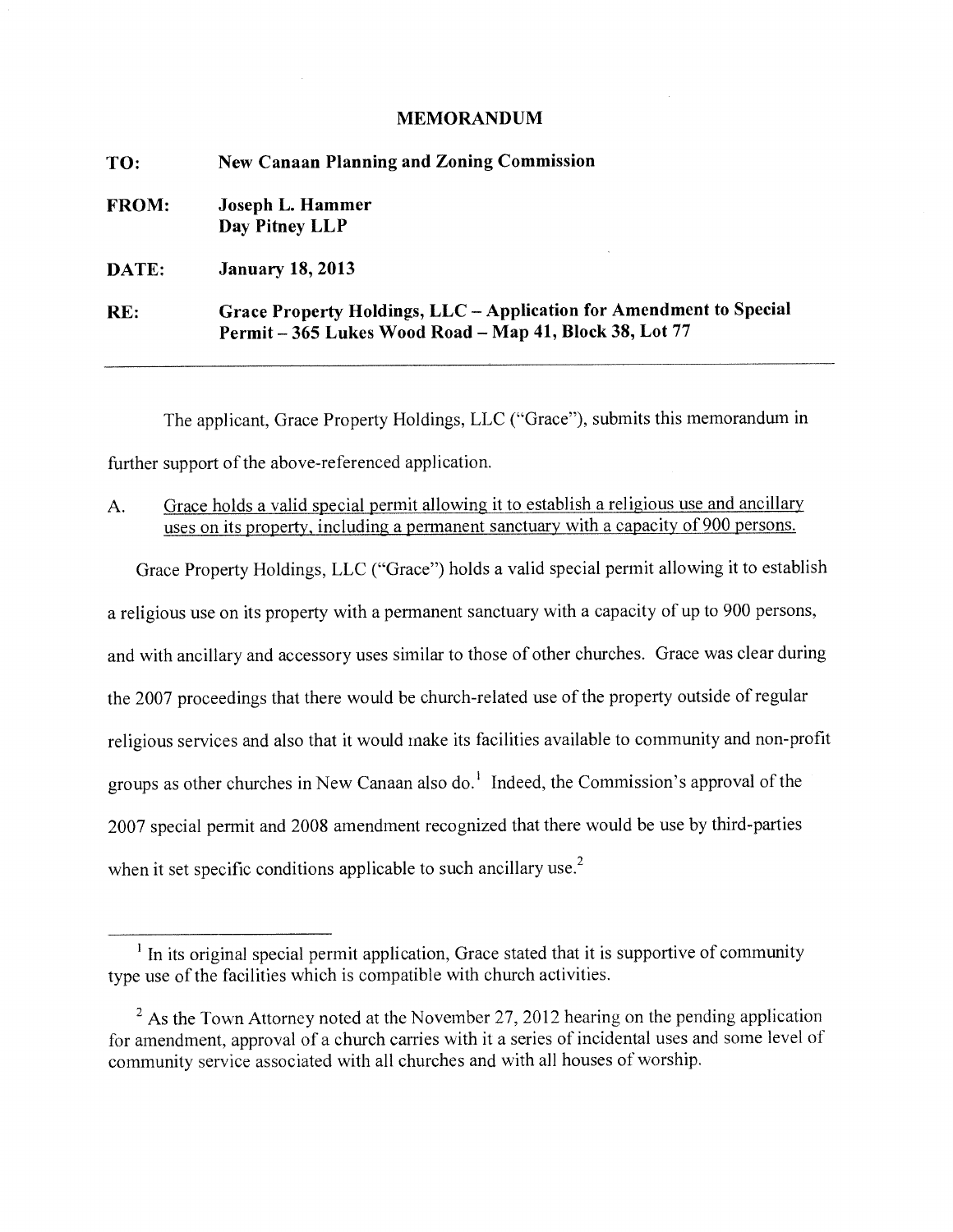# MEMORANDUM

**TO:** **New Canaan Planning and Zoning Commission**

**FROM:** **Joseph L. Hammer**
**Day Pitney LLP**

**DATE:** **January 18, 2013**

**RE:** **Grace Property Holdings, LLC – Application for Amendment to Special Permit – 365 Lukes Wood Road – Map 41, Block 38, Lot 77**

---

The applicant, Grace Property Holdings, LLC ("Grace"), submits this memorandum in further support of the above-referenced application.

A. Grace holds a valid special permit allowing it to establish a religious use and ancillary uses on its property, including a permanent sanctuary with a capacity of 900 persons.

Grace Property Holdings, LLC ("Grace") holds a valid special permit allowing it to establish a religious use on its property with a permanent sanctuary with a capacity of up to 900 persons, and with ancillary and accessory uses similar to those of other churches. Grace was clear during the 2007 proceedings that there would be church-related use of the property outside of regular religious services and also that it would make its facilities available to community and non-profit groups as other churches in New Canaan also do.[1] Indeed, the Commission's approval of the 2007 special permit and 2008 amendment recognized that there would be use by third-parties when it set specific conditions applicable to such ancillary use.[2]

---

[1] In its original special permit application, Grace stated that it is supportive of community type use of the facilities which is compatible with church activities.

[2] As the Town Attorney noted at the November 27, 2012 hearing on the pending application for amendment, approval of a church carries with it a series of incidental uses and some level of community service associated with all churches and with all houses of worship.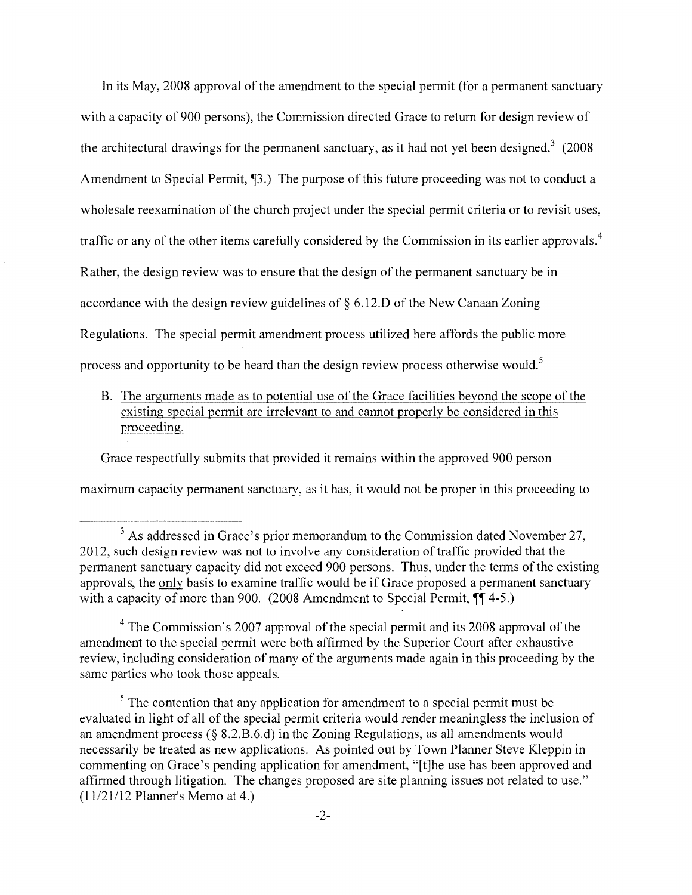In its May, 2008 approval of the amendment to the special permit (for a permanent sanctuary with a capacity of 900 persons), the Commission directed Grace to return for design review of the architectural drawings for the permanent sanctuary, as it had not yet been designed.[3] (2008 Amendment to Special Permit, ¶3.) The purpose of this future proceeding was not to conduct a wholesale reexamination of the church project under the special permit criteria or to revisit uses, traffic or any of the other items carefully considered by the Commission in its earlier approvals.[4] Rather, the design review was to ensure that the design of the permanent sanctuary be in accordance with the design review guidelines of § 6.12.D of the New Canaan Zoning Regulations. The special permit amendment process utilized here affords the public more process and opportunity to be heard than the design review process otherwise would.[5]

B. <u>The arguments made as to potential use of the Grace facilities beyond the scope of the existing special permit are irrelevant to and cannot properly be considered in this proceeding.</u>

Grace respectfully submits that provided it remains within the approved 900 person maximum capacity permanent sanctuary, as it has, it would not be proper in this proceeding to

---

[3] As addressed in Grace's prior memorandum to the Commission dated November 27, 2012, such design review was not to involve any consideration of traffic provided that the permanent sanctuary capacity did not exceed 900 persons. Thus, under the terms of the existing approvals, the <u>only</u> basis to examine traffic would be if Grace proposed a permanent sanctuary with a capacity of more than 900. (2008 Amendment to Special Permit, ¶¶ 4-5.)

[4] The Commission's 2007 approval of the special permit and its 2008 approval of the amendment to the special permit were both affirmed by the Superior Court after exhaustive review, including consideration of many of the arguments made again in this proceeding by the same parties who took those appeals.

[5] The contention that any application for amendment to a special permit must be evaluated in light of all of the special permit criteria would render meaningless the inclusion of an amendment process (§ 8.2.B.6.d) in the Zoning Regulations, as all amendments would necessarily be treated as new applications. As pointed out by Town Planner Steve Kleppin in commenting on Grace's pending application for amendment, "[t]he use has been approved and affirmed through litigation. The changes proposed are site planning issues not related to use." (11/21/12 Planner's Memo at 4.)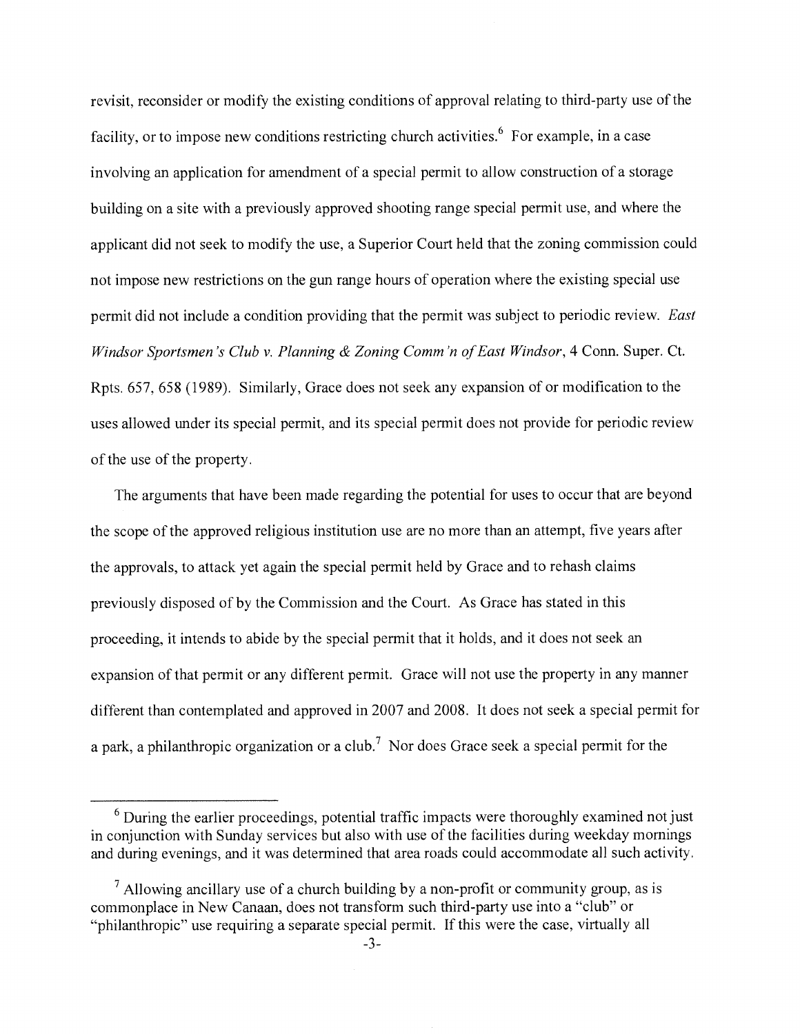revisit, reconsider or modify the existing conditions of approval relating to third-party use of the facility, or to impose new conditions restricting church activities.[6] For example, in a case involving an application for amendment of a special permit to allow construction of a storage building on a site with a previously approved shooting range special permit use, and where the applicant did not seek to modify the use, a Superior Court held that the zoning commission could not impose new restrictions on the gun range hours of operation where the existing special use permit did not include a condition providing that the permit was subject to periodic review. *East Windsor Sportsmen's Club v. Planning & Zoning Comm'n of East Windsor*, 4 Conn. Super. Ct. Rpts. 657, 658 (1989). Similarly, Grace does not seek any expansion of or modification to the uses allowed under its special permit, and its special permit does not provide for periodic review of the use of the property.

The arguments that have been made regarding the potential for uses to occur that are beyond the scope of the approved religious institution use are no more than an attempt, five years after the approvals, to attack yet again the special permit held by Grace and to rehash claims previously disposed of by the Commission and the Court. As Grace has stated in this proceeding, it intends to abide by the special permit that it holds, and it does not seek an expansion of that permit or any different permit. Grace will not use the property in any manner different than contemplated and approved in 2007 and 2008. It does not seek a special permit for a park, a philanthropic organization or a club.[7] Nor does Grace seek a special permit for the

---

[6] During the earlier proceedings, potential traffic impacts were thoroughly examined not just in conjunction with Sunday services but also with use of the facilities during weekday mornings and during evenings, and it was determined that area roads could accommodate all such activity.

[7] Allowing ancillary use of a church building by a non-profit or community group, as is commonplace in New Canaan, does not transform such third-party use into a "club" or "philanthropic" use requiring a separate special permit. If this were the case, virtually all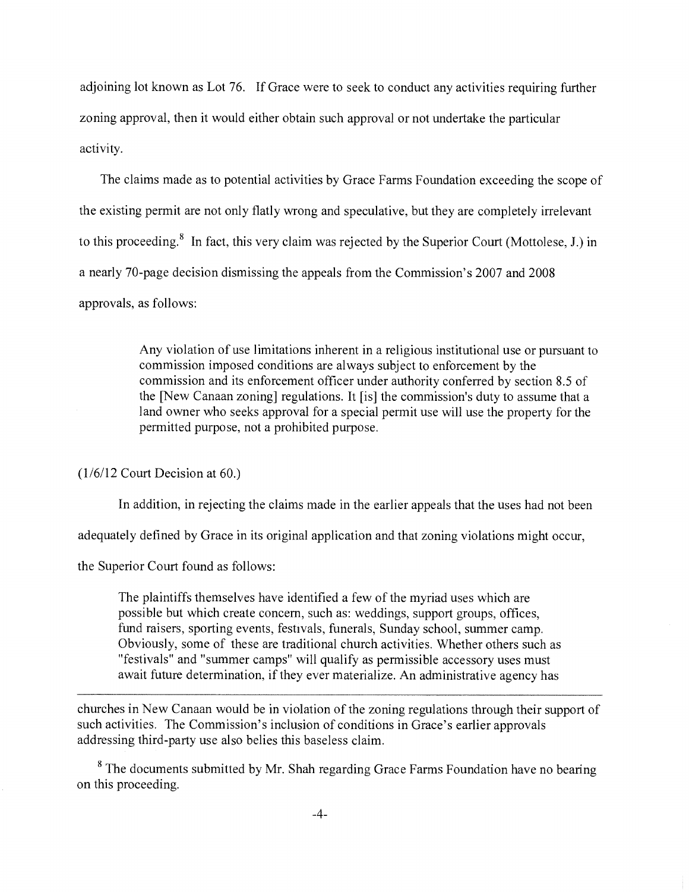adjoining lot known as Lot 76. If Grace were to seek to conduct any activities requiring further zoning approval, then it would either obtain such approval or not undertake the particular activity.

The claims made as to potential activities by Grace Farms Foundation exceeding the scope of the existing permit are not only flatly wrong and speculative, but they are completely irrelevant to this proceeding.[8] In fact, this very claim was rejected by the Superior Court (Mottolese, J.) in a nearly 70-page decision dismissing the appeals from the Commission's 2007 and 2008 approvals, as follows:

> Any violation of use limitations inherent in a religious institutional use or pursuant to commission imposed conditions are always subject to enforcement by the commission and its enforcement officer under authority conferred by section 8.5 of the [New Canaan zoning] regulations. It [is] the commission's duty to assume that a land owner who seeks approval for a special permit use will use the property for the permitted purpose, not a prohibited purpose.

(1/6/12 Court Decision at 60.)

In addition, in rejecting the claims made in the earlier appeals that the uses had not been adequately defined by Grace in its original application and that zoning violations might occur, the Superior Court found as follows:

> The plaintiffs themselves have identified a few of the myriad uses which are possible but which create concern, such as: weddings, support groups, offices, fund raisers, sporting events, festivals, funerals, Sunday school, summer camp. Obviously, some of these are traditional church activities. Whether others such as "festivals" and "summer camps" will qualify as permissible accessory uses must await future determination, if they ever materialize. An administrative agency has

---

churches in New Canaan would be in violation of the zoning regulations through their support of such activities. The Commission's inclusion of conditions in Grace's earlier approvals addressing third-party use also belies this baseless claim.

[8] The documents submitted by Mr. Shah regarding Grace Farms Foundation have no bearing on this proceeding.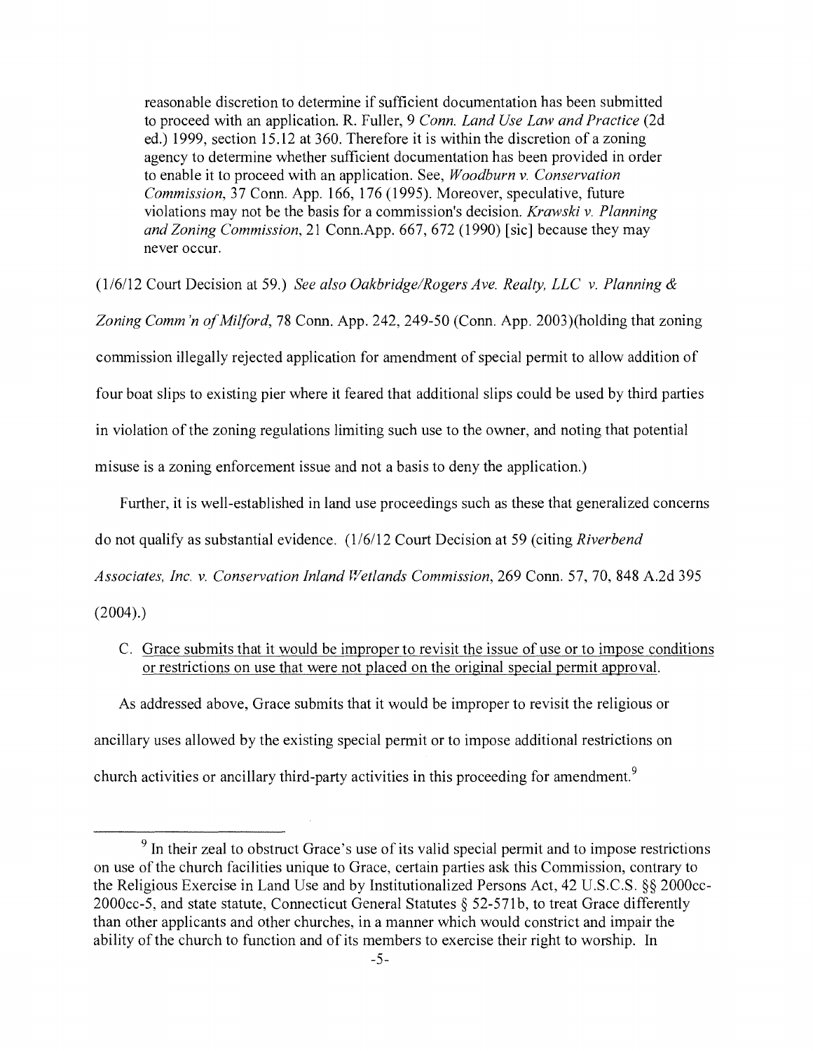> reasonable discretion to determine if sufficient documentation has been submitted to proceed with an application. R. Fuller, 9 *Conn. Land Use Law and Practice* (2d ed.) 1999, section 15.12 at 360. Therefore it is within the discretion of a zoning agency to determine whether sufficient documentation has been provided in order to enable it to proceed with an application. See, *Woodburn v. Conservation Commission*, 37 Conn. App. 166, 176 (1995). Moreover, speculative, future violations may not be the basis for a commission's decision. *Krawski v. Planning and Zoning Commission*, 21 Conn.App. 667, 672 (1990) [sic] because they may never occur.

(1/6/12 Court Decision at 59.) *See also Oakbridge/Rogers Ave. Realty, LLC v. Planning & Zoning Comm'n of Milford*, 78 Conn. App. 242, 249-50 (Conn. App. 2003)(holding that zoning commission illegally rejected application for amendment of special permit to allow addition of four boat slips to existing pier where it feared that additional slips could be used by third parties in violation of the zoning regulations limiting such use to the owner, and noting that potential misuse is a zoning enforcement issue and not a basis to deny the application.)

Further, it is well-established in land use proceedings such as these that generalized concerns do not qualify as substantial evidence. (1/6/12 Court Decision at 59 (citing *Riverbend Associates, Inc. v. Conservation Inland Wetlands Commission*, 269 Conn. 57, 70, 848 A.2d 395 (2004).)

C. <u>Grace submits that it would be improper to revisit the issue of use or to impose conditions or restrictions on use that were not placed on the original special permit approval.</u>

As addressed above, Grace submits that it would be improper to revisit the religious or ancillary uses allowed by the existing special permit or to impose additional restrictions on church activities or ancillary third-party activities in this proceeding for amendment.[9]

---

[9] In their zeal to obstruct Grace's use of its valid special permit and to impose restrictions on use of the church facilities unique to Grace, certain parties ask this Commission, contrary to the Religious Exercise in Land Use and by Institutionalized Persons Act, 42 U.S.C.S. §§ 2000cc-2000cc-5, and state statute, Connecticut General Statutes § 52-571b, to treat Grace differently than other applicants and other churches, in a manner which would constrict and impair the ability of the church to function and of its members to exercise their right to worship. In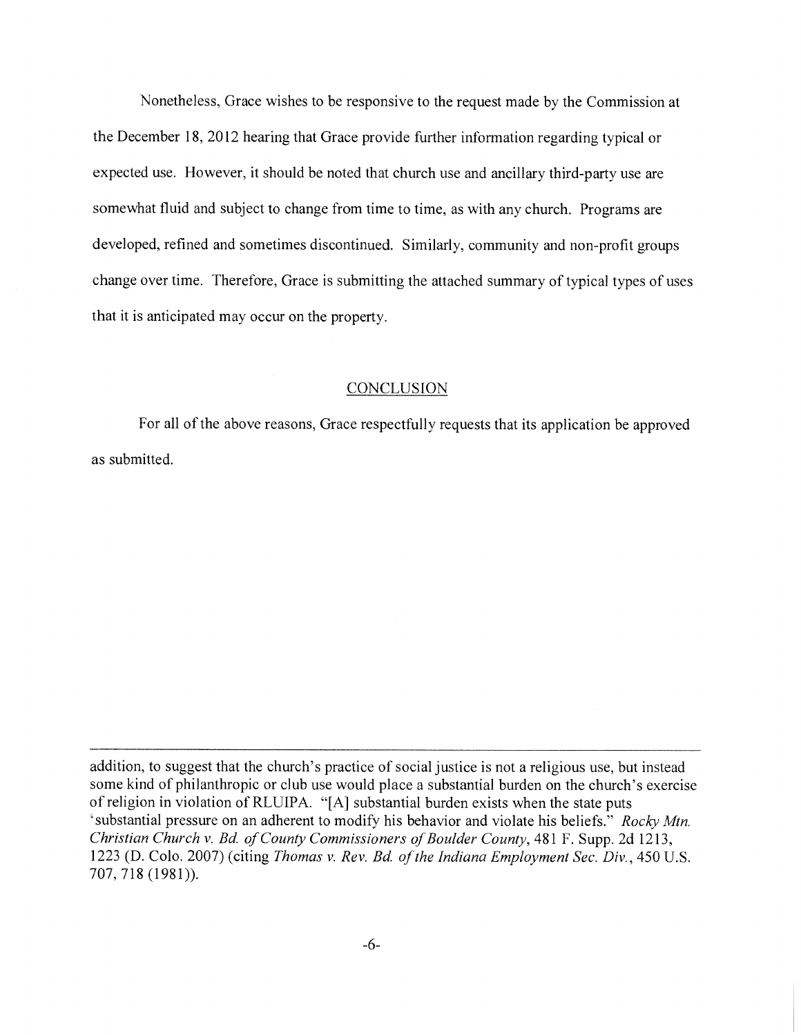Nonetheless, Grace wishes to be responsive to the request made by the Commission at the December 18, 2012 hearing that Grace provide further information regarding typical or expected use. However, it should be noted that church use and ancillary third-party use are somewhat fluid and subject to change from time to time, as with any church. Programs are developed, refined and sometimes discontinued. Similarly, community and non-profit groups change over time. Therefore, Grace is submitting the attached summary of typical types of uses that it is anticipated may occur on the property.

## CONCLUSION

For all of the above reasons, Grace respectfully requests that its application be approved as submitted.

---

addition, to suggest that the church's practice of social justice is not a religious use, but instead some kind of philanthropic or club use would place a substantial burden on the church's exercise of religion in violation of RLUIPA. "[A] substantial burden exists when the state puts 'substantial pressure on an adherent to modify his behavior and violate his beliefs." *Rocky Mtn. Christian Church v. Bd. of County Commissioners of Boulder County*, 481 F. Supp. 2d 1213, 1223 (D. Colo. 2007) (citing *Thomas v. Rev. Bd. of the Indiana Employment Sec. Div.*, 450 U.S. 707, 718 (1981)).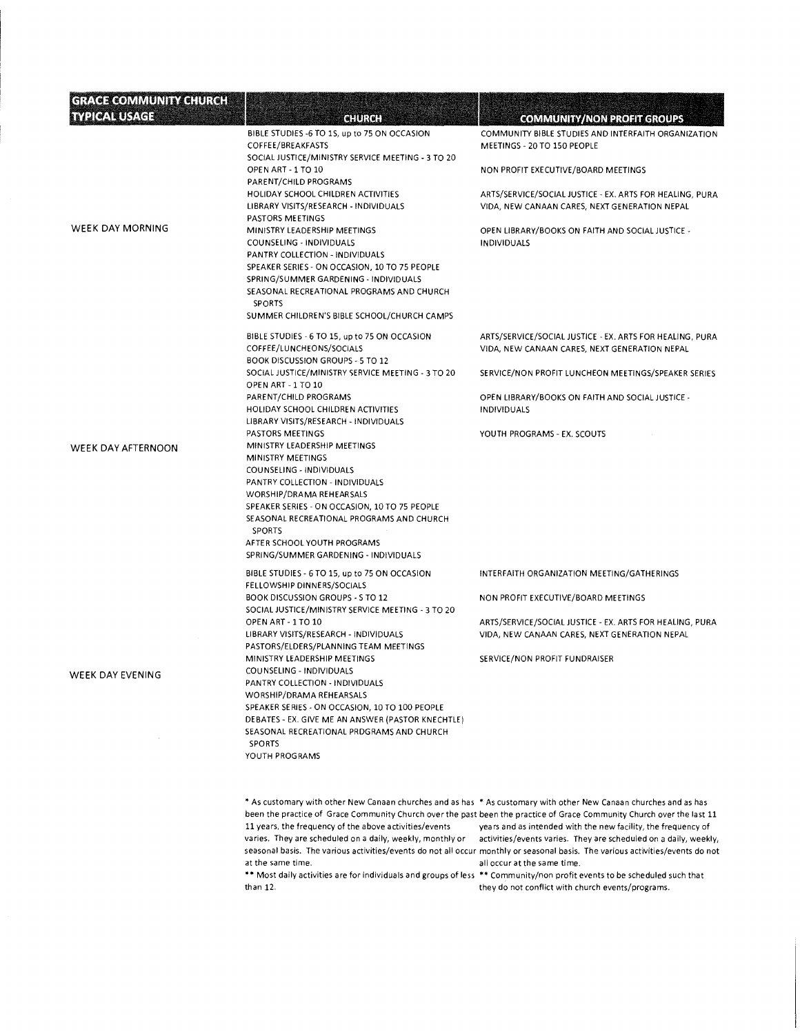| GRACE COMMUNITY CHURCH TYPICAL USAGE | CHURCH | COMMUNITY/NON PROFIT GROUPS |
|---|---|---|
| WEEK DAY MORNING | BIBLE STUDIES -6 TO 15, up to 75 ON OCCASION<br>COFFEE/BREAKFASTS<br>SOCIAL JUSTICE/MINISTRY SERVICE MEETING - 3 TO 20<br>OPEN ART - 1 TO 10<br>PARENT/CHILD PROGRAMS<br>HOLIDAY SCHOOL CHILDREN ACTIVITIES<br>LIBRARY VISITS/RESEARCH - INDIVIDUALS<br>PASTORS MEETINGS<br>MINISTRY LEADERSHIP MEETINGS<br>COUNSELING - INDIVIDUALS<br>PANTRY COLLECTION - INDIVIDUALS<br>SPEAKER SERIES - ON OCCASION, 10 TO 75 PEOPLE<br>SPRING/SUMMER GARDENING - INDIVIDUALS<br>SEASONAL RECREATIONAL PROGRAMS AND CHURCH SPORTS<br>SUMMER CHILDREN'S BIBLE SCHOOL/CHURCH CAMPS | COMMUNITY BIBLE STUDIES AND INTERFAITH ORGANIZATION MEETINGS - 20 TO 150 PEOPLE<br><br>NON PROFIT EXECUTIVE/BOARD MEETINGS<br><br>ARTS/SERVICE/SOCIAL JUSTICE - EX. ARTS FOR HEALING, PURA VIDA, NEW CANAAN CARES, NEXT GENERATION NEPAL<br><br>OPEN LIBRARY/BOOKS ON FAITH AND SOCIAL JUSTICE - INDIVIDUALS |
| WEEK DAY AFTERNOON | BIBLE STUDIES - 6 TO 15, up to 75 ON OCCASION<br>COFFEE/LUNCHEONS/SOCIALS<br>BOOK DISCUSSION GROUPS - 5 TO 12<br>SOCIAL JUSTICE/MINISTRY SERVICE MEETING - 3 TO 20<br>OPEN ART - 1 TO 10<br>PARENT/CHILD PROGRAMS<br>HOLIDAY SCHOOL CHILDREN ACTIVITIES<br>LIBRARY VISITS/RESEARCH - INDIVIDUALS<br>PASTORS MEETINGS<br>MINISTRY LEADERSHIP MEETINGS<br>MINISTRY MEETINGS<br>COUNSELING - INDIVIDUALS<br>PANTRY COLLECTION - INDIVIDUALS<br>WORSHIP/DRAMA REHEARSALS<br>SPEAKER SERIES - ON OCCASION, 10 TO 75 PEOPLE<br>SEASONAL RECREATIONAL PROGRAMS AND CHURCH SPORTS<br>AFTER SCHOOL YOUTH PROGRAMS<br>SPRING/SUMMER GARDENING - INDIVIDUALS | ARTS/SERVICE/SOCIAL JUSTICE - EX. ARTS FOR HEALING, PURA VIDA, NEW CANAAN CARES, NEXT GENERATION NEPAL<br><br>SERVICE/NON PROFIT LUNCHEON MEETINGS/SPEAKER SERIES<br><br>OPEN LIBRARY/BOOKS ON FAITH AND SOCIAL JUSTICE - INDIVIDUALS<br><br>YOUTH PROGRAMS - EX. SCOUTS |
| WEEK DAY EVENING | BIBLE STUDIES - 6 TO 15, up to 75 ON OCCASION<br>FELLOWSHIP DINNERS/SOCIALS<br>BOOK DISCUSSION GROUPS - 5 TO 12<br>SOCIAL JUSTICE/MINISTRY SERVICE MEETING - 3 TO 20<br>OPEN ART - 1 TO 10<br>LIBRARY VISITS/RESEARCH - INDIVIDUALS<br>PASTORS/ELDERS/PLANNING TEAM MEETINGS<br>MINISTRY LEADERSHIP MEETINGS<br>COUNSELING - INDIVIDUALS<br>PANTRY COLLECTION - INDIVIDUALS<br>WORSHIP/DRAMA REHEARSALS<br>SPEAKER SERIES - ON OCCASION, 10 TO 100 PEOPLE<br>DEBATES - EX. GIVE ME AN ANSWER (PASTOR KNECHTLE)<br>SEASONAL RECREATIONAL PROGRAMS AND CHURCH SPORTS<br>YOUTH PROGRAMS | INTERFAITH ORGANIZATION MEETING/GATHERINGS<br><br>NON PROFIT EXECUTIVE/BOARD MEETINGS<br><br>ARTS/SERVICE/SOCIAL JUSTICE - EX. ARTS FOR HEALING, PURA VIDA, NEW CANAAN CARES, NEXT GENERATION NEPAL<br><br>SERVICE/NON PROFIT FUNDRAISER |
| | * As customary with other New Canaan churches and as has been the practice of Grace Community Church over the past 11 years, the frequency of the above activities/events varies. They are scheduled on a daily, weekly, monthly or seasonal basis. The various activities/events do not all occur at the same time.<br>** Most daily activities are for individuals and groups of less than 12. | * As customary with other New Canaan churches and as has been the practice of Grace Community Church over the last 11 years and as intended with the new facility, the frequency of activities/events varies. They are scheduled on a daily, weekly, monthly or seasonal basis. The various activities/events do not all occur at the same time.<br>** Community/non profit events to be scheduled such that they do not conflict with church events/programs. |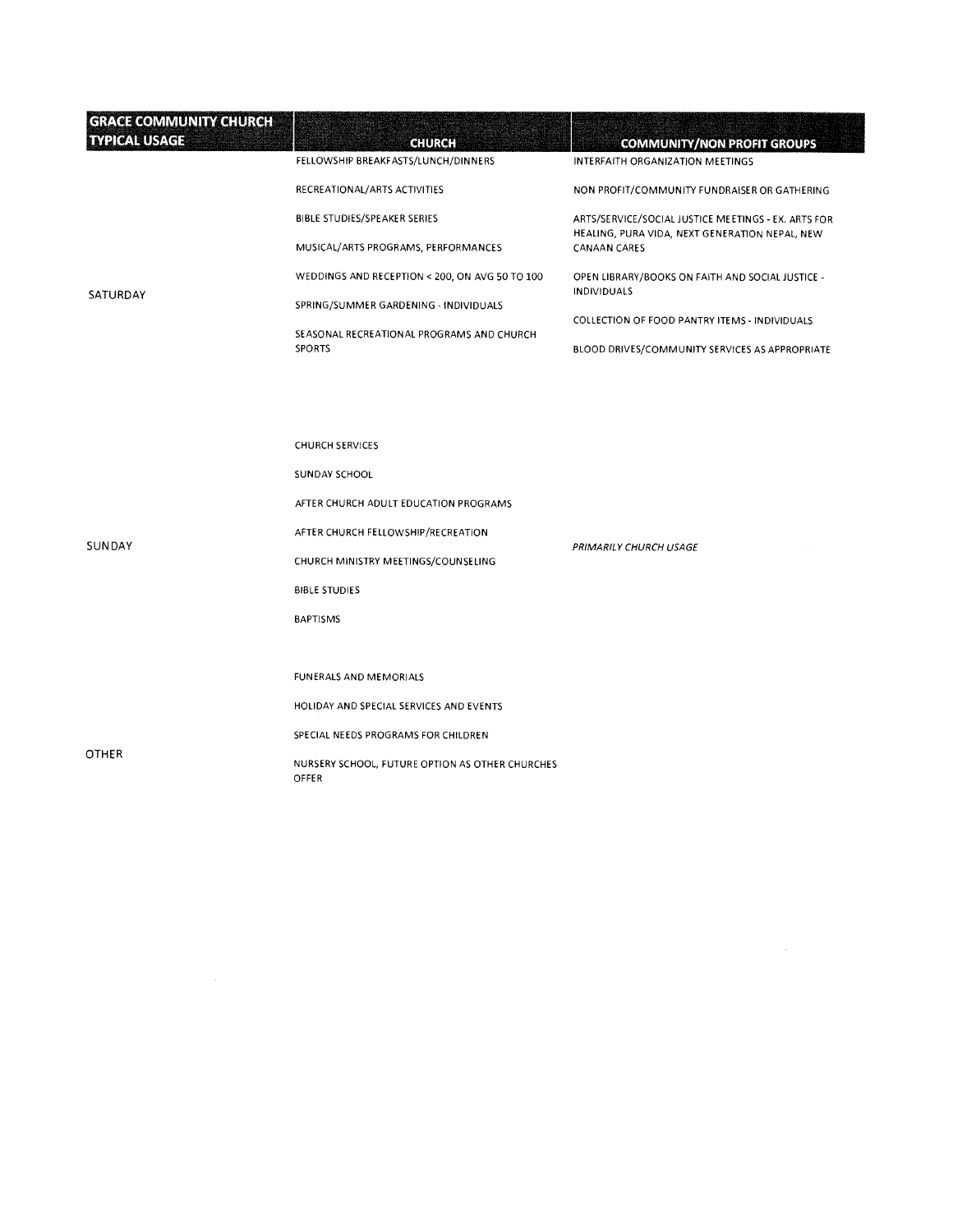| GRACE COMMUNITY CHURCH TYPICAL USAGE | CHURCH | COMMUNITY/NON PROFIT GROUPS |
|---|---|---|
| SATURDAY | FELLOWSHIP BREAKFASTS/LUNCH/DINNERS<br><br>RECREATIONAL/ARTS ACTIVITIES<br><br>BIBLE STUDIES/SPEAKER SERIES<br><br>MUSICAL/ARTS PROGRAMS, PERFORMANCES<br><br>WEDDINGS AND RECEPTION < 200, ON AVG 50 TO 100<br><br>SPRING/SUMMER GARDENING - INDIVIDUALS<br><br>SEASONAL RECREATIONAL PROGRAMS AND CHURCH SPORTS | INTERFAITH ORGANIZATION MEETINGS<br><br>NON PROFIT/COMMUNITY FUNDRAISER OR GATHERING<br><br>ARTS/SERVICE/SOCIAL JUSTICE MEETINGS - EX. ARTS FOR HEALING, PURA VIDA, NEXT GENERATION NEPAL, NEW CANAAN CARES<br><br>OPEN LIBRARY/BOOKS ON FAITH AND SOCIAL JUSTICE - INDIVIDUALS<br><br>COLLECTION OF FOOD PANTRY ITEMS - INDIVIDUALS<br><br>BLOOD DRIVES/COMMUNITY SERVICES AS APPROPRIATE |
| SUNDAY | CHURCH SERVICES<br><br>SUNDAY SCHOOL<br><br>AFTER CHURCH ADULT EDUCATION PROGRAMS<br><br>AFTER CHURCH FELLOWSHIP/RECREATION<br><br>CHURCH MINISTRY MEETINGS/COUNSELING<br><br>BIBLE STUDIES<br><br>BAPTISMS | *PRIMARILY CHURCH USAGE* |
| OTHER | FUNERALS AND MEMORIALS<br><br>HOLIDAY AND SPECIAL SERVICES AND EVENTS<br><br>SPECIAL NEEDS PROGRAMS FOR CHILDREN<br><br>NURSERY SCHOOL, FUTURE OPTION AS OTHER CHURCHES OFFER | |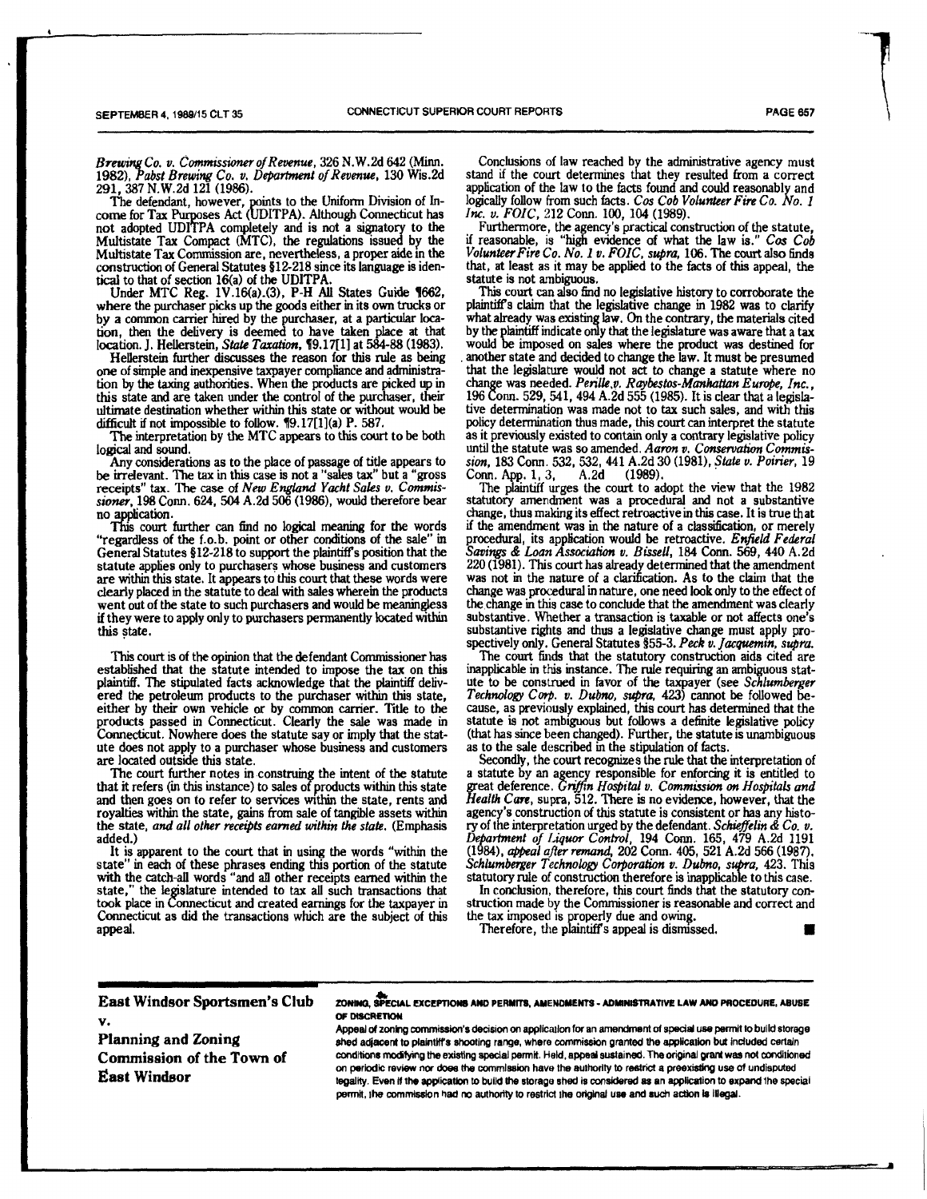*Brewing Co. v. Commissioner of Revenue*, 326 N.W.2d 642 (Minn. 1982), *Pabst Brewing Co. v. Department of Revenue*, 130 Wis.2d 291, 387 N.W.2d 121 (1986).

The defendant, however, points to the Uniform Division of Income for Tax Purposes Act (UDITPA). Although Connecticut has not adopted UDITPA completely and is not a signatory to the Multistate Tax Compact (MTC), the regulations issued by the Multistate Tax Commission are, nevertheless, a proper aide in the construction of General Statutes §12-218 since its language is identical to that of section 16(a) of the UDITPA.

Under MTC Reg. IV.16(a).(3), P-H All States Guide ¶662, where the purchaser picks up the goods either in its own trucks or by a common carrier hired by the purchaser, at a particular location, then the delivery is deemed to have taken place at that location. J. Hellerstein, *State Taxation*, ¶9.17[1] at 584-88 (1983).

Hellerstein further discusses the reason for this rule as being one of simple and inexpensive taxpayer compliance and administration by the taxing authorities. When the products are picked up in this state and are taken under the control of the purchaser, their ultimate destination whether within this state or without would be difficult if not impossible to follow. ¶9.17[1](a) P. 587.

The interpretation by the MTC appears to this court to be both logical and sound.

Any considerations as to the place of passage of title appears to be irrelevant. The tax in this case is not a "sales tax" but a "gross receipts" tax. The case of *New England Yacht Sales v. Commissioner*, 198 Conn. 624, 504 A.2d 506 (1986), would therefore bear no application.

This court further can find no logical meaning for the words "regardless of the f.o.b. point or other conditions of the sale" in General Statutes §12-218 to support the plaintiff's position that the statute applies only to purchasers whose business and customers are within this state. It appears to this court that these words were clearly placed in the statute to deal with sales wherein the products went out of the state to such purchasers and would be meaningless if they were to apply only to purchasers permanently located within this state.

This court is of the opinion that the defendant Commissioner has established that the statute intended to impose the tax on this plaintiff. The stipulated facts acknowledge that the plaintiff delivered the petroleum products to the purchaser within this state, either by their own vehicle or by common carrier. Title to the products passed in Connecticut. Clearly the sale was made in Connecticut. Nowhere does the statute say or imply that the statute does not apply to a purchaser whose business and customers are located outside this state.

The court further notes in construing the intent of the statute that it refers (in this instance) to sales of products within this state and then goes on to refer to services within the state, rents and royalties within the state, gains from sale of tangible assets within the state, *and all other receipts earned within the state*. (Emphasis added.)

It is apparent to the court that in using the words "within the state" in each of these phrases ending this portion of the statute with the catch-all words "and all other receipts earned within the state," the legislature intended to tax all such transactions that took place in Connecticut and created earnings for the taxpayer in Connecticut as did the transactions which are the subject of this appeal.

Conclusions of law reached by the administrative agency must stand if the court determines that they resulted from a correct application of the law to the facts found and could reasonably and logically follow from such facts. *Cos Cob Volunteer Fire Co. No. 1 Inc. v. FOIC*, 212 Conn. 100, 104 (1989).

Furthermore, the agency's practical construction of the statute, if reasonable, is "high evidence of what the law is." *Cos Cob Volunteer Fire Co. No. 1 v. FOIC, supra*, 106. The court also finds that, at least as it may be applied to the facts of this appeal, the statute is not ambiguous.

This court can also find no legislative history to corroborate the plaintiff's claim that the legislative change in 1982 was to clarify what already was existing law. On the contrary, the materials cited by the plaintiff indicate only that the legislature was aware that a tax would be imposed on sales where the product was destined for another state and decided to change the law. It must be presumed that the legislature would not act to change a statute where no change was needed. *Perille v. Raybestos-Manhattan Europe, Inc.*, 196 Conn. 529, 541, 494 A.2d 555 (1985). It is clear that a legislative determination was made not to tax such sales, and with this policy determination thus made, this court can interpret the statute as it previously existed to contain only a contrary legislative policy until the statute was so amended. *Aaron v. Conservation Commission*, 183 Conn. 532, 532, 441 A.2d 30 (1981), *State v. Poirier*, 19 Conn. App. 1, 3, A.2d (1989).

The plaintiff urges the court to adopt the view that the 1982 statutory amendment was a procedural and not a substantive change, thus making its effect retroactive in this case. It is true that if the amendment was in the nature of a classification, or merely procedural, its application would be retroactive. *Enfield Federal Savings & Loan Association v. Bissell*, 184 Conn. 569, 440 A.2d 220 (1981). This court has already determined that the amendment was not in the nature of a clarification. As to the claim that the change was procedural in nature, one need look only to the effect of the change in this case to conclude that the amendment was clearly substantive. Whether a transaction is taxable or not affects one's substantive rights and thus a legislative change must apply prospectively only. General Statutes §55-3. *Peck v. Jacquemin, supra*.

The court finds that the statutory construction aids cited are inapplicable in this instance. The rule requiring an ambiguous statute to be construed in favor of the taxpayer (see *Schlumberger Technology Corp. v. Dubno, supra*, 423) cannot be followed because, as previously explained, this court has determined that the statute is not ambiguous but follows a definite legislative policy (that has since been changed). Further, the statute is unambiguous as to the sale described in the stipulation of facts.

Secondly, the court recognizes the rule that the interpretation of a statute by an agency responsible for enforcing it is entitled to great deference. *Griffin Hospital v. Commission on Hospitals and Health Care*, supra, 512. There is no evidence, however, that the agency's construction of this statute is consistent or has any history of the interpretation urged by the defendant. *Schieffelin & Co. v. Department of Liquor Control*, 194 Conn. 165, 479 A.2d 1191 (1984), *appeal after remand*, 202 Conn. 405, 521 A.2d 566 (1987), *Schlumberger Technology Corporation v. Dubno, supra*, 423. This statutory rule of construction therefore is inapplicable to this case.

In conclusion, therefore, this court finds that the statutory construction made by the Commissioner is reasonable and correct and the tax imposed is properly due and owing.

Therefore, the plaintiff's appeal is dismissed. ■

## East Windsor Sportsmen's Club v. Planning and Zoning Commission of the Town of East Windsor

**ZONING, SPECIAL EXCEPTIONS AND PERMITS, AMENDMENTS - ADMINISTRATIVE LAW AND PROCEDURE, ABUSE OF DISCRETION**

Appeal of zoning commission's decision on application for an amendment of special use permit to build storage shed adjacent to plaintiff's shooting range, where commission granted the application but included certain conditions modifying the existing special permit. Held, appeal sustained. The original grant was not conditioned on periodic review nor does the commission have the authority to restrict a preexisting use of undisputed legality. Even if the application to build the storage shed is considered as an application to expand the special permit, the commission had no authority to restrict the original use and such action is illegal.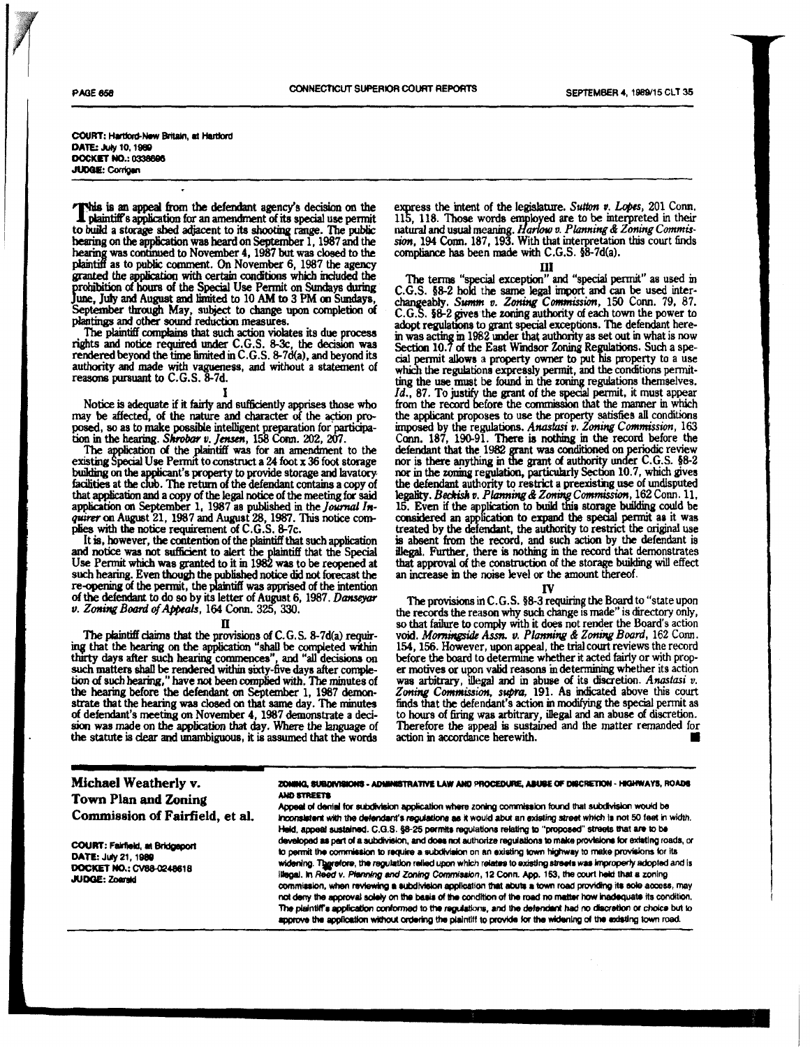COURT: Hartford-New Britain, at Hartford
DATE: July 10, 1989
DOCKET NO.: 0336696
JUDGE: Corrigan

This is an appeal from the defendant agency's decision on the plaintiff's application for an amendment of its special use permit to build a storage shed adjacent to its shooting range. The public hearing on the application was heard on September 1, 1987 and the hearing was continued to November 4, 1987 but was closed to the plaintiff as to public comment. On November 6, 1987 the agency granted the application with certain conditions which included the prohibition of hours of the Special Use Permit on Sundays during June, July and August and limited to 10 AM to 3 PM on Sundays, September through May, subject to change upon completion of plantings and other sound reduction measures.

The plaintiff complains that such action violates its due process rights and notice required under C.G.S. 8-3c, the decision was rendered beyond the time limited in C.G.S. 8-7d(a), and beyond its authority and made with vagueness, and without a statement of reasons pursuant to C.G.S. 8-7d.

### I

Notice is adequate if it fairly and sufficiently apprises those who may be affected, of the nature and character of the action proposed, so as to make possible intelligent preparation for participation in the hearing. *Skrobar v. Jensen*, 158 Conn. 202, 207.

The application of the plaintiff was for an amendment to the existing Special Use Permit to construct a 24 foot x 36 foot storage building on the applicant's property to provide storage and lavatory facilities at the club. The return of the defendant contains a copy of that application and a copy of the legal notice of the meeting for said application on September 1, 1987 as published in the *Journal Inquirer* on August 21, 1987 and August 28, 1987. This notice complies with the notice requirement of C.G.S. 8-7c.

It is, however, the contention of the plaintiff that such application and notice was not sufficient to alert the plaintiff that the Special Use Permit which was granted to it in 1982 was to be reopened at such hearing. Even though the published notice did not forecast the re-opening of the permit, the plaintiff was apprised of the intention of the defendant to do so by its letter of August 6, 1987. *Danseyar v. Zoning Board of Appeals*, 164 Conn. 325, 330.

### II

The plaintiff claims that the provisions of C.G.S. 8-7d(a) requiring that the hearing on the application "shall be completed within thirty days after such hearing commences", and "all decisions on such matters shall be rendered within sixty-five days after completion of such hearing," have not been complied with. The minutes of the hearing before the defendant on September 1, 1987 demonstrate that the hearing was closed on that same day. The minutes of defendant's meeting on November 4, 1987 demonstrate a decision was made on the application that day. Where the language of the statute is clear and unambiguous, it is assumed that the words express the intent of the legislature. *Sutton v. Lopes*, 201 Conn. 115, 118. Those words employed are to be interpreted in their natural and usual meaning. *Harlow v. Planning & Zoning Commission*, 194 Conn. 187, 193. With that interpretation this court finds compliance has been made with C.G.S. §8-7d(a).

### III

The terms "special exception" and "special permit" as used in C.G.S. §8-2 hold the same legal import and can be used interchangeably. *Summ v. Zoning Commission*, 150 Conn. 79, 87. C.G.S. §8-2 gives the zoning authority of each town the power to adopt regulations to grant special exceptions. The defendant herein was acting in 1982 under that authority as set out in what is now Section 10.7 of the East Windsor Zoning Regulations. Such a special permit allows a property owner to put his property to a use which the regulations expressly permit, and the conditions permitting the use must be found in the zoning regulations themselves. *Id.*, 87. To justify the grant of the special permit, it must appear from the record before the commission that the manner in which the applicant proposes to use the property satisfies all conditions imposed by the regulations. *Anastasi v. Zoning Commission*, 163 Conn. 187, 190-91. There is nothing in the record before the defendant that the 1982 grant was conditioned on periodic review nor is there anything in the grant of authority under C.G.S. §8-2 nor in the zoning regulation, particularly Section 10.7, which gives the defendant authority to restrict a preexisting use of undisputed legality. *Beckish v. Planning & Zoning Commission*, 162 Conn. 11, 15. Even if the application to build this storage building could be considered an application to expand the special permit as it was treated by the defendant, the authority to restrict the original use is absent from the record, and such action by the defendant is illegal. Further, there is nothing in the record that demonstrates that approval of the construction of the storage building will effect an increase in the noise level or the amount thereof.

### IV

The provisions in C.G.S. §8-3 requiring the Board to "state upon the records the reason why such change is made" is directory only, so that failure to comply with it does not render the Board's action void. *Morningside Assn. v. Planning & Zoning Board*, 162 Conn. 154, 156. However, upon appeal, the trial court reviews the record before the board to determine whether it acted fairly or with proper motives or upon valid reasons in determining whether its action was arbitrary, illegal and in abuse of its discretion. *Anastasi v. Zoning Commission, supra*, 191. As indicated above this court finds that the defendant's action in modifying the special permit as to hours of firing was arbitrary, illegal and an abuse of discretion. Therefore the appeal is sustained and the matter remanded for action in accordance herewith. ■

## Michael Weatherly v. Town Plan and Zoning Commission of Fairfield, et al.

COURT: Fairfield, at Bridgeport
DATE: July 21, 1989
DOCKET NO.: CV88-0248618
JUDGE: Zoarski

**ZONING, SUBDIVISIONS - ADMINISTRATIVE LAW AND PROCEDURE, ABUSE OF DISCRETION - HIGHWAYS, ROADS AND STREETS**

Appeal of denial for subdivision application where zoning commission found that subdivision would be inconsistent with the defendant's regulations as it would abut an existing street which is not 50 feet in width. Held, appeal sustained. C.G.S. §8-25 permits regulations relating to "proposed" streets that are to be developed as part of a subdivision, and does not authorize regulations to make provisions for existing roads, or to permit the commission to require a subdivision on an existing town highway to make provisions for its widening. Therefore, the regulation relied upon which relates to existing streets was improperly adopted and is illegal. In *Reed v. Planning and Zoning Commission*, 12 Conn. App. 153, the court held that a zoning commission, when reviewing a subdivision application that abuts a town road providing its sole access, may not deny the approval solely on the basis of the condition of the road no matter how inadequate its condition. The plaintiff's application conformed to the regulations, and the defendant had no discretion or choice but to approve the application without ordering the plaintiff to provide for the widening of the existing town road.